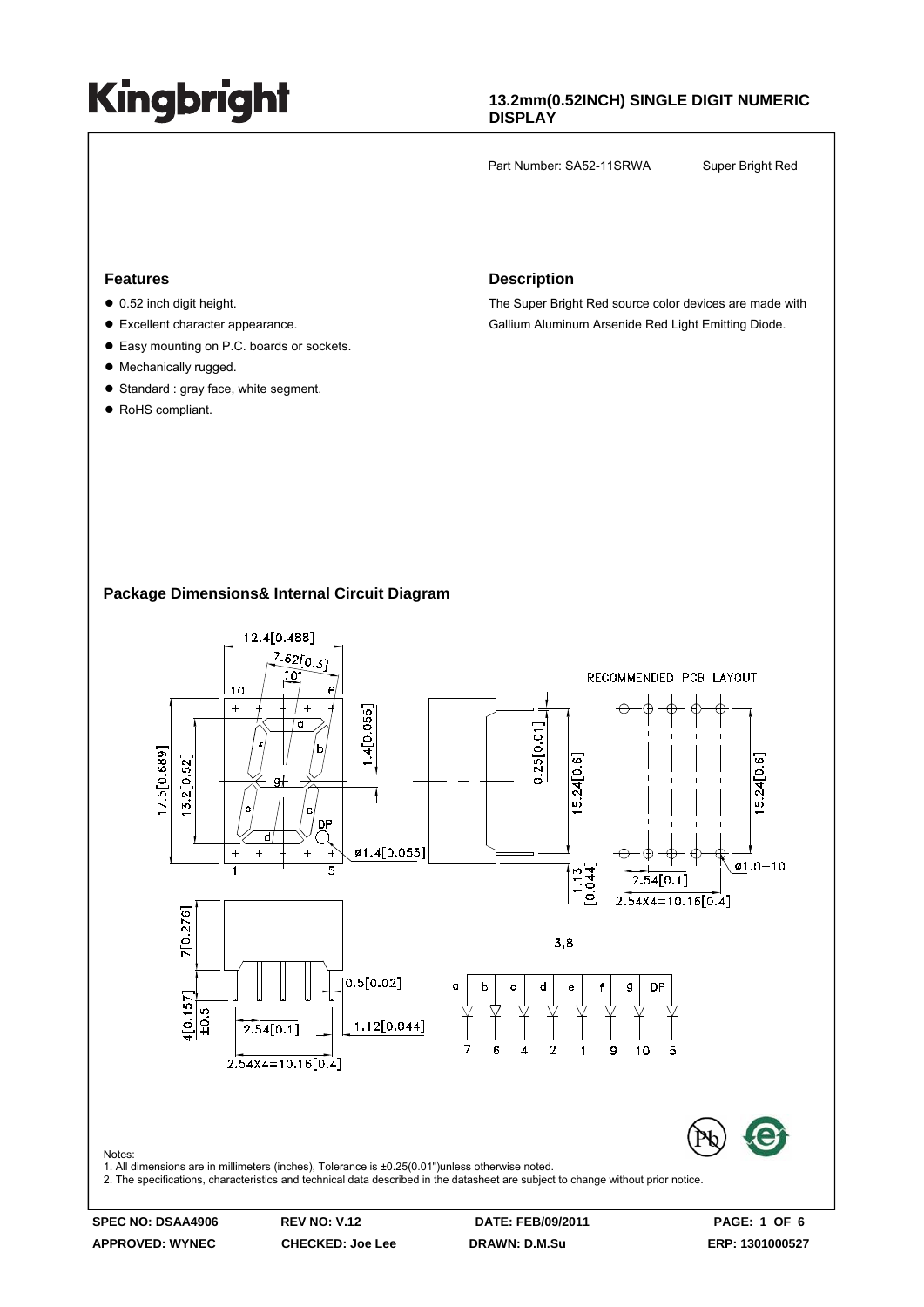# Kingbright

**13.2mm(0.52INCH) SINGLE DIGIT NUMERIC DISPLAY**

Part Number: SA52-11SRWA    Super Bright Red

## Features

- 0.52 inch digit height.
- Excellent character appearance.
- Easy mounting on P.C. boards or sockets.
- Mechanically rugged.
- Standard : gray face, white segment.
- RoHS compliant.

## Description

The Super Bright Red source color devices are made with Gallium Aluminum Arsenide Red Light Emitting Diode.

## Package Dimensions& Internal Circuit Diagram

Notes:
1. All dimensions are in millimeters (inches), Tolerance is ±0.25(0.01")unless otherwise noted.
2. The specifications, characteristics and technical data described in the datasheet are subject to change without prior notice.

| SPEC NO: DSAA4906 | REV NO: V.12 | DATE: FEB/09/2011 |
|---|---|---|
| APPROVED: WYNEC | CHECKED: Joe Lee | DRAWN: D.M.Su |

ERP: 1301000527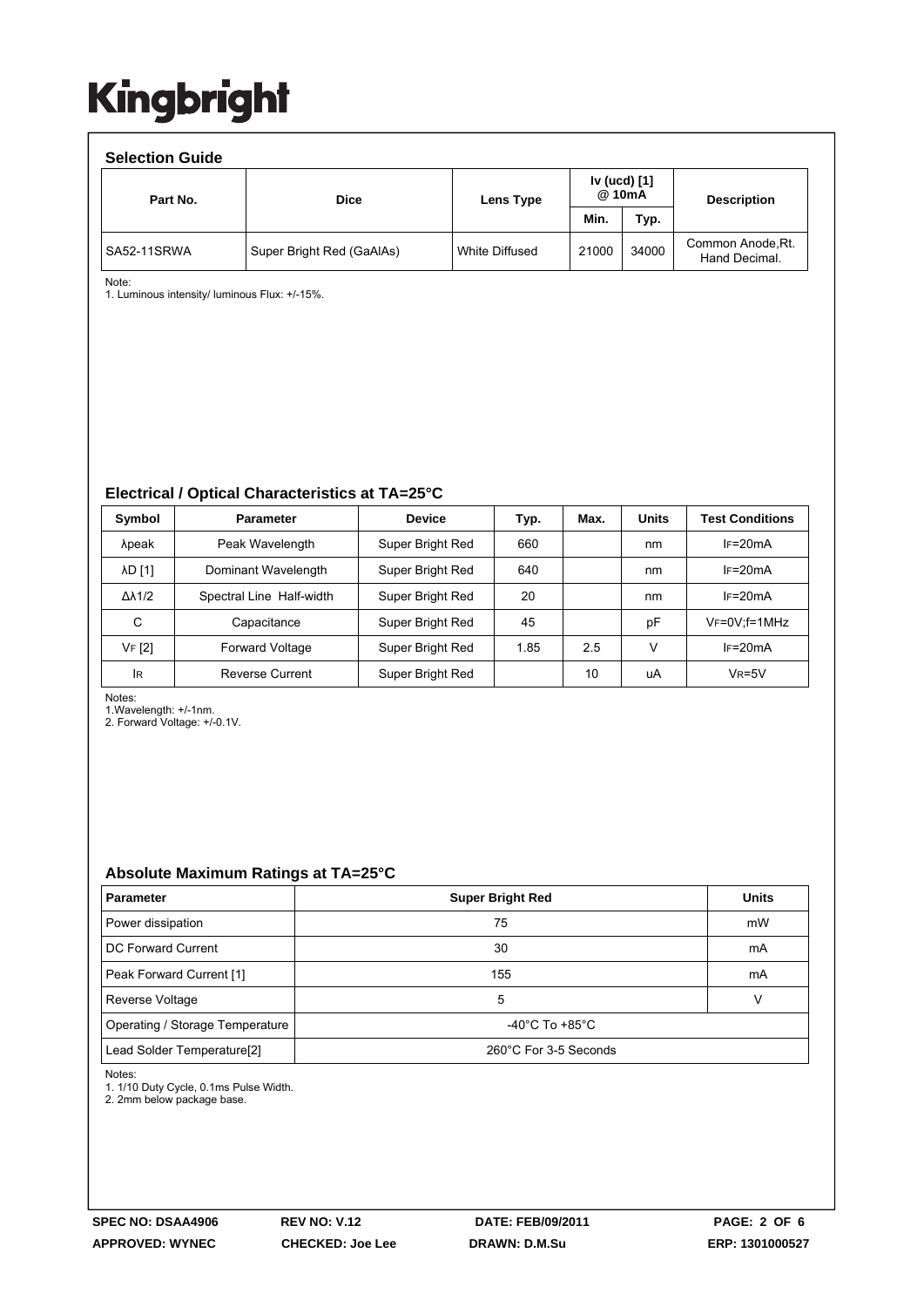# Kingbright

## Selection Guide

| Part No. | Dice | Lens Type | Iv (ucd) [1] @ 10mA | | Description |
|---|---|---|---|---|---|
| | | | Min. | Typ. | |
| SA52-11SRWA | Super Bright Red (GaAlAs) | White Diffused | 21000 | 34000 | Common Anode,Rt. Hand Decimal. |

Note:
1. Luminous intensity/ luminous Flux: +/-15%.

## Electrical / Optical Characteristics at TA=25°C

| Symbol | Parameter | Device | Typ. | Max. | Units | Test Conditions |
|---|---|---|---|---|---|---|
| λpeak | Peak Wavelength | Super Bright Red | 660 | | nm | $I_F$=20mA |
| λD [1] | Dominant Wavelength | Super Bright Red | 640 | | nm | $I_F$=20mA |
| Δλ1/2 | Spectral Line Half-width | Super Bright Red | 20 | | nm | $I_F$=20mA |
| C | Capacitance | Super Bright Red | 45 | | pF | $V_F$=0V;f=1MHz |
| $V_F$ [2] | Forward Voltage | Super Bright Red | 1.85 | 2.5 | V | $I_F$=20mA |
| $I_R$ | Reverse Current | Super Bright Red | | 10 | uA | $V_R$=5V |

Notes:
1.Wavelength: +/-1nm.
2. Forward Voltage: +/-0.1V.

## Absolute Maximum Ratings at TA=25°C

| Parameter | Super Bright Red | Units |
|---|---|---|
| Power dissipation | 75 | mW |
| DC Forward Current | 30 | mA |
| Peak Forward Current [1] | 155 | mA |
| Reverse Voltage | 5 | V |
| Operating / Storage Temperature | -40°C To +85°C | |
| Lead Solder Temperature[2] | 260°C For 3-5 Seconds | |

Notes:
1. 1/10 Duty Cycle, 0.1ms Pulse Width.
2. 2mm below package base.

SPEC NO: DSAA4906 REV NO: V.12 DATE: FEB/09/2011
APPROVED: WYNEC CHECKED: Joe Lee DRAWN: D.M.Su ERP: 1301000527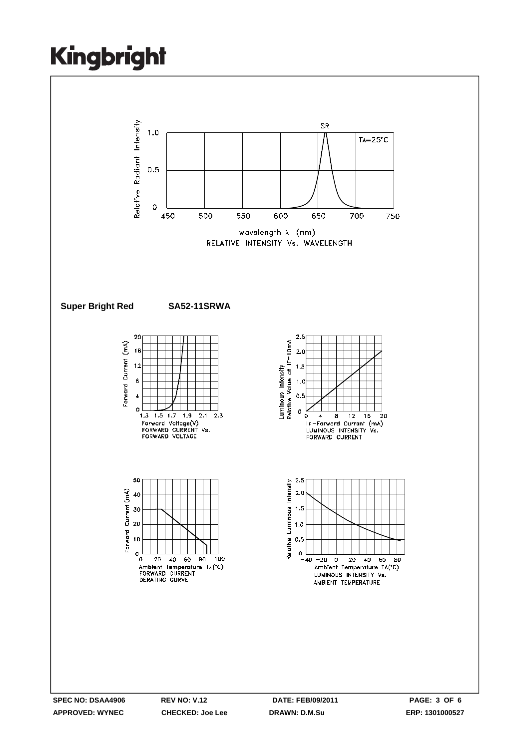RELATIVE INTENSITY Vs. WAVELENGTH

**Super Bright Red** **SA52-11SRWA**

FORWARD CURRENT Vs. FORWARD VOLTAGE

LUMINOUS INTENSITY Vs. FORWARD CURRENT

FORWARD CURRENT DERATING CURVE

LUMINOUS INTENSITY Vs. AMBIENT TEMPERATURE

**SPEC NO: DSAA4906** **REV NO: V.12** **DATE: FEB/09/2011**
**APPROVED: WYNEC** **CHECKED: Joe Lee** **DRAWN: D.M.Su** **ERP: 1301000527**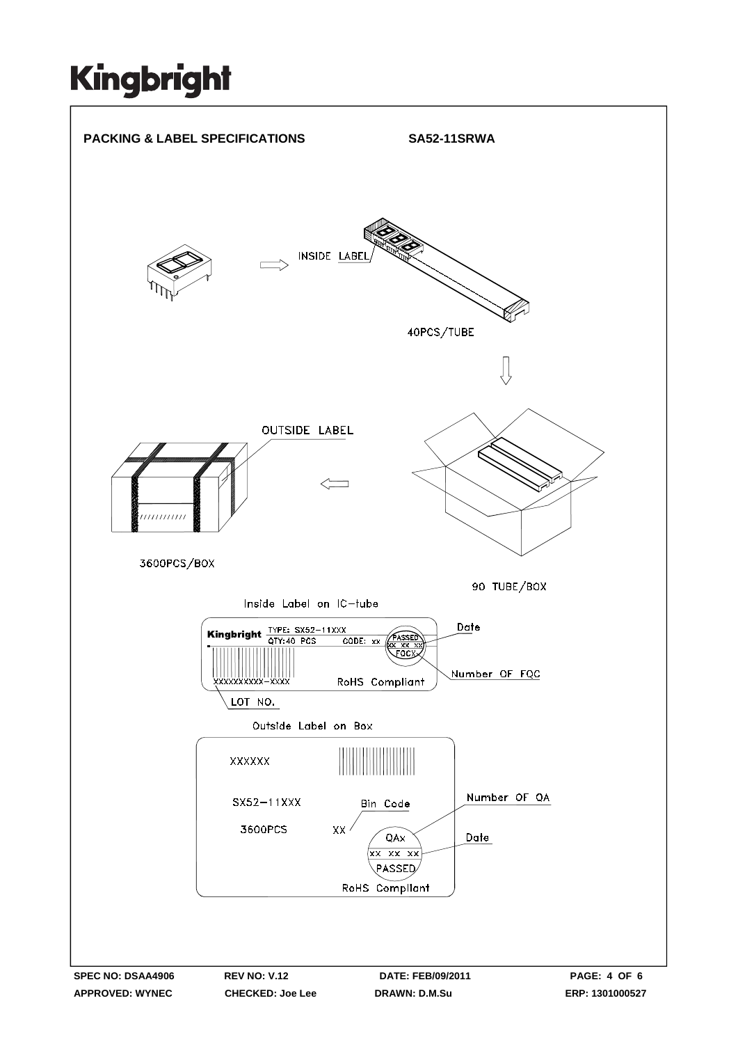## PACKING & LABEL SPECIFICATIONS

**SA52-11SRWA**

INSIDE LABEL

40PCS/TUBE

OUTSIDE LABEL

3600PCS/BOX

90 TUBE/BOX

Inside Label on IC-tube

Kingbright TYPE: SX52-11XXX
QTY:40 PCS CODE: xx
PASSED
XX XX XX
FQCX
XXXXXXXXXX-XXXX
RoHS Compliant

Date

Number OF FQC

LOT NO.

Outside Label on Box

XXXXXX

SX52-11XXX

3600PCS

Bin Code

XX

QAx
xx xx xx
PASSED

RoHS Compliant

Number OF QA

Date

SPEC NO: DSAA4906 REV NO: V.12 DATE: FEB/09/2011
APPROVED: WYNEC CHECKED: Joe Lee DRAWN: D.M.Su ERP: 1301000527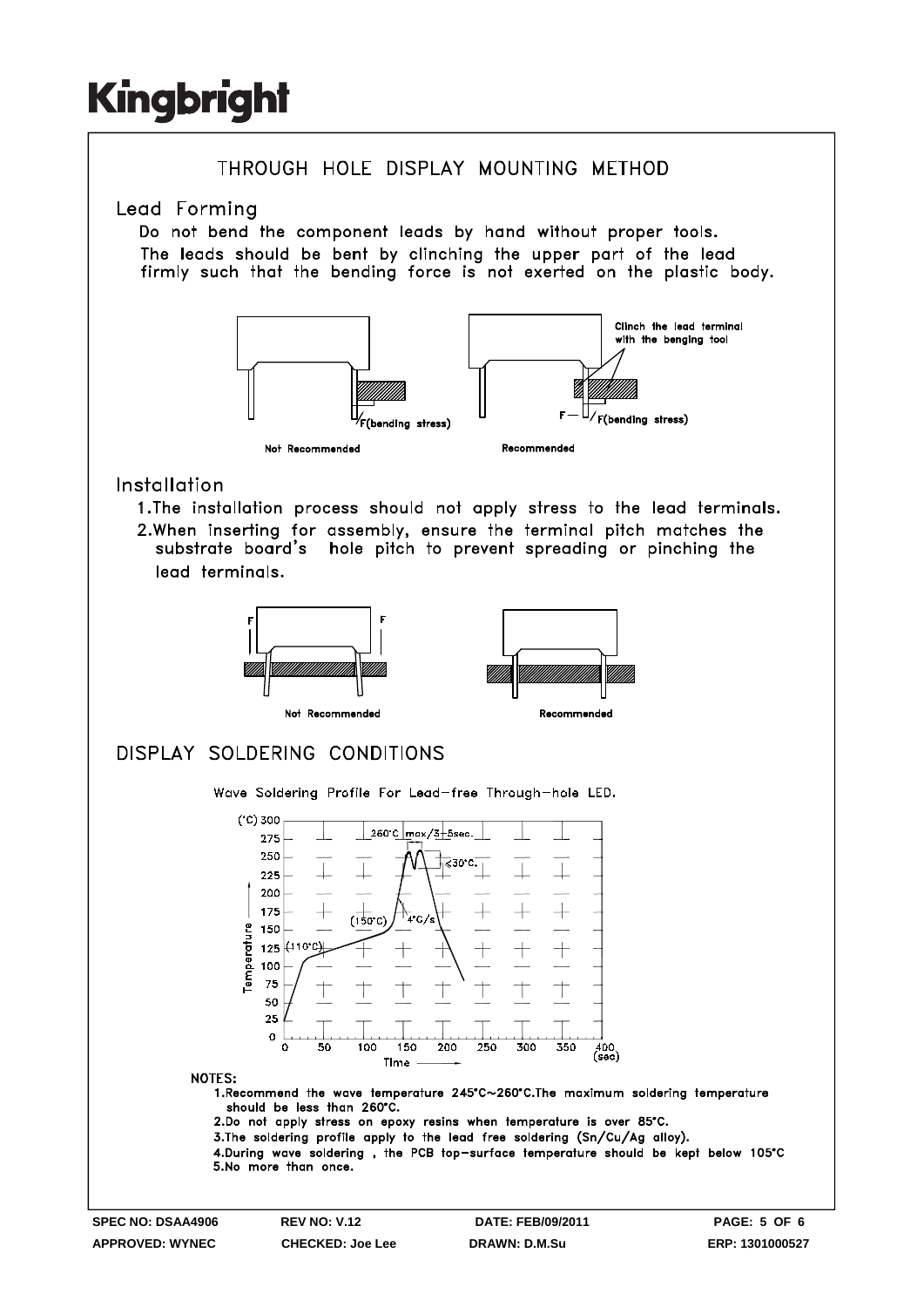# THROUGH HOLE DISPLAY MOUNTING METHOD

## Lead Forming

Do not bend the component leads by hand without proper tools.
The leads should be bent by clinching the upper part of the lead firmly such that the bending force is not exerted on the plastic body.

F(bending stress)

Not Recommended

Clinch the lead terminal with the benging tool

F — F(bending stress)

Recommended

## Installation

1. The installation process should not apply stress to the lead terminals.
2. When inserting for assembly, ensure the terminal pitch matches the substrate board's hole pitch to prevent spreading or pinching the lead terminals.

Not Recommended

Recommended

# DISPLAY SOLDERING CONDITIONS

Wave Soldering Profile For Lead-free Through-hole LED.

260°C max/3~5sec.

<30°C.

(150°C)

4°C/s

(110°C)

Temperature (°C) / Time (sec)

NOTES:

1. Recommend the wave temperature 245°C~260°C. The maximum soldering temperature should be less than 260°C.
2. Do not apply stress on epoxy resins when temperature is over 85°C.
3. The soldering profile apply to the lead free soldering (Sn/Cu/Ag alloy).
4. During wave soldering , the PCB top-surface temperature should be kept below 105°C
5. No more than once.

SPEC NO: DSAA4906 | REV NO: V.12 | DATE: FEB/09/2011
APPROVED: WYNEC | CHECKED: Joe Lee | DRAWN: D.M.Su | ERP: 1301000527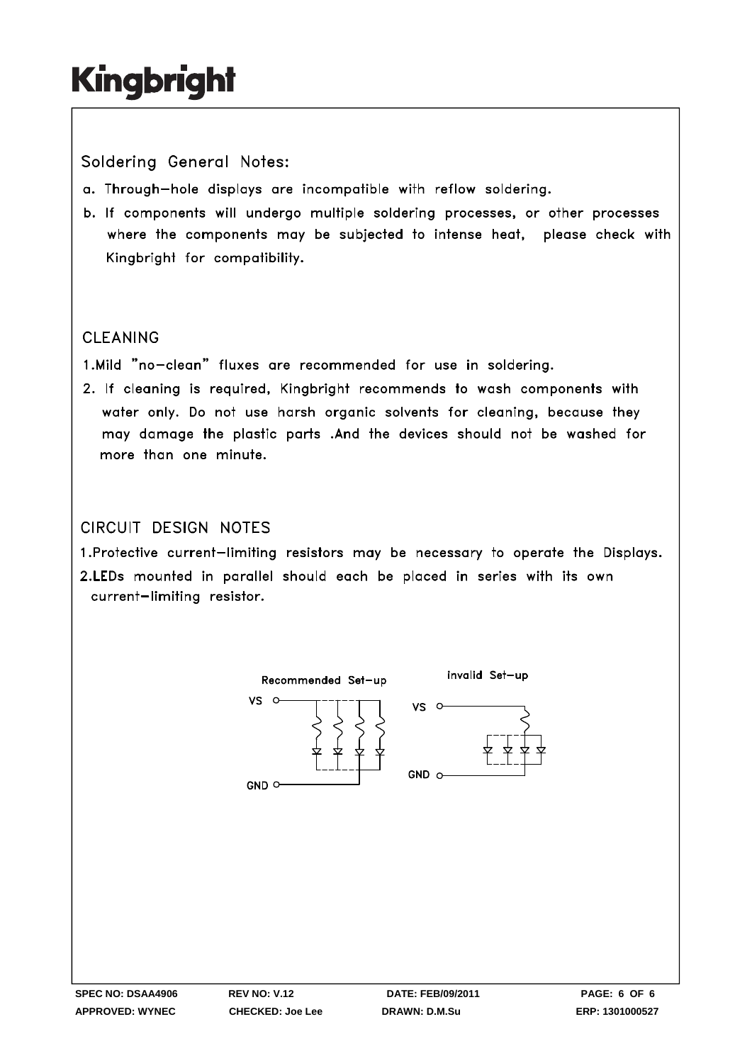# Kingbright

## Soldering General Notes:

a. Through-hole displays are incompatible with reflow soldering.

b. If components will undergo multiple soldering processes, or other processes where the components may be subjected to intense heat, please check with Kingbright for compatibility.

## CLEANING

1. Mild "no-clean" fluxes are recommended for use in soldering.
2. If cleaning is required, Kingbright recommends to wash components with water only. Do not use harsh organic solvents for cleaning, because they may damage the plastic parts .And the devices should not be washed for more than one minute.

## CIRCUIT DESIGN NOTES

1. Protective current-limiting resistors may be necessary to operate the Displays.
2. LEDs mounted in parallel should each be placed in series with its own current-limiting resistor.

Recommended Set-up

VS

GND

invalid Set-up

VS

GND

SPEC NO: DSAA4906 | REV NO: V.12 | DATE: FEB/09/2011 | APPROVED: WYNEC | CHECKED: Joe Lee | DRAWN: D.M.Su | ERP: 1301000527